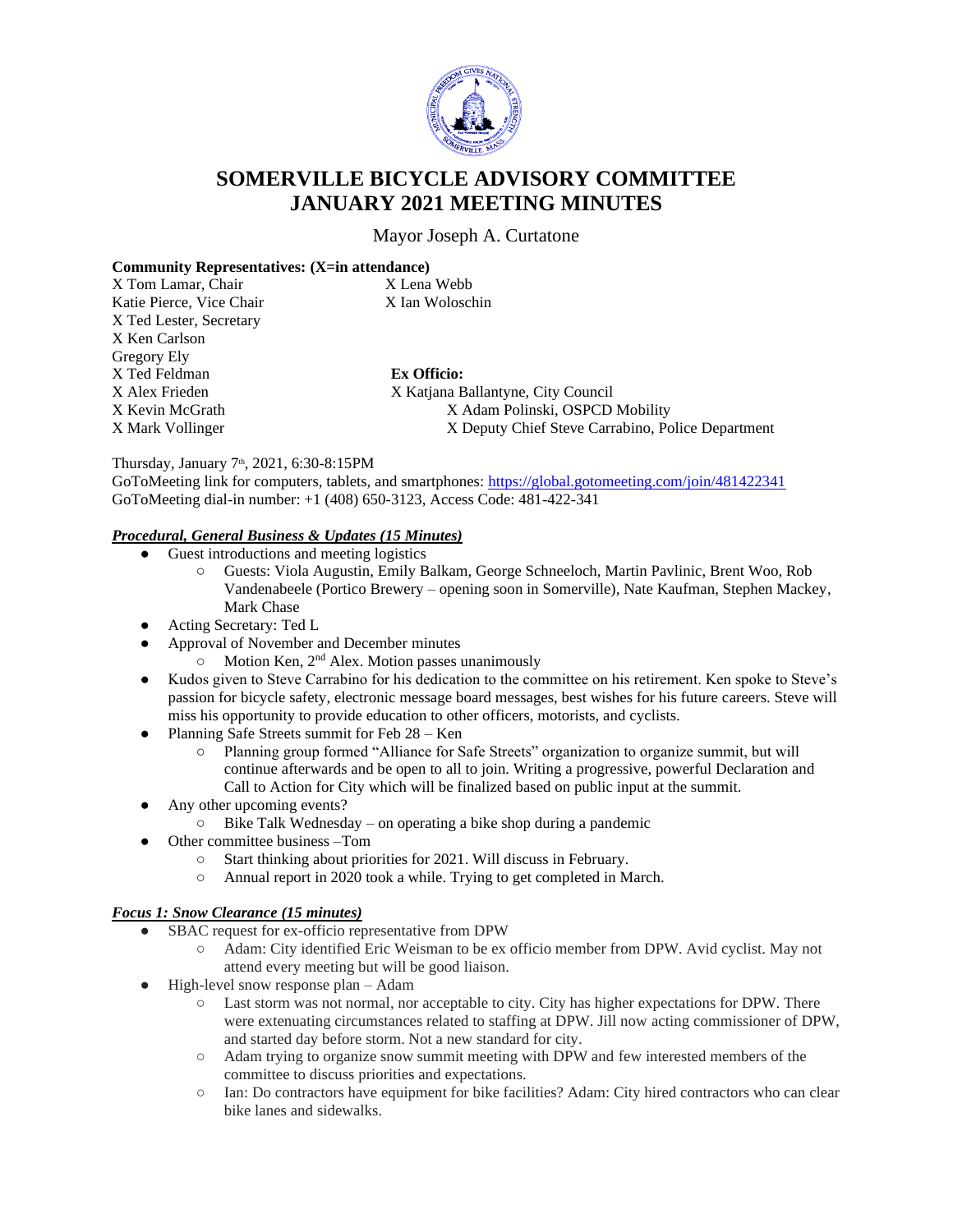# SOMERVILLE BICYCLE ADVISORY COMMITTEE
# JANUARY 2021 MEETING MINUTES

Mayor Joseph A. Curtatone

**Community Representatives: (X=in attendance)**

X Tom Lamar, Chair
Katie Pierce, Vice Chair
X Ted Lester, Secretary
X Ken Carlson
Gregory Ely
X Ted Feldman
X Alex Frieden
X Kevin McGrath
X Mark Vollinger
X Lena Webb
X Ian Woloschin

**Ex Officio:**
X Katjana Ballantyne, City Council
X Adam Polinski, OSPCD Mobility
X Deputy Chief Steve Carrabino, Police Department

Thursday, January 7th, 2021, 6:30-8:15PM
GoToMeeting link for computers, tablets, and smartphones: https://global.gotomeeting.com/join/481422341
GoToMeeting dial-in number: +1 (408) 650-3123, Access Code: 481-422-341

***Procedural, General Business & Updates (15 Minutes)***

- Guest introductions and meeting logistics
    - Guests: Viola Augustin, Emily Balkam, George Schneeloch, Martin Pavlinic, Brent Woo, Rob Vandenabeele (Portico Brewery – opening soon in Somerville), Nate Kaufman, Stephen Mackey, Mark Chase
- Acting Secretary: Ted L
- Approval of November and December minutes
    - Motion Ken, 2nd Alex. Motion passes unanimously
- Kudos given to Steve Carrabino for his dedication to the committee on his retirement. Ken spoke to Steve's passion for bicycle safety, electronic message board messages, best wishes for his future careers. Steve will miss his opportunity to provide education to other officers, motorists, and cyclists.
- Planning Safe Streets summit for Feb 28 – Ken
    - Planning group formed "Alliance for Safe Streets" organization to organize summit, but will continue afterwards and be open to all to join. Writing a progressive, powerful Declaration and Call to Action for City which will be finalized based on public input at the summit.
- Any other upcoming events?
    - Bike Talk Wednesday – on operating a bike shop during a pandemic
- Other committee business –Tom
    - Start thinking about priorities for 2021. Will discuss in February.
    - Annual report in 2020 took a while. Trying to get completed in March.

***Focus 1: Snow Clearance (15 minutes)***

- SBAC request for ex-officio representative from DPW
    - Adam: City identified Eric Weisman to be ex officio member from DPW. Avid cyclist. May not attend every meeting but will be good liaison.
- High-level snow response plan – Adam
    - Last storm was not normal, nor acceptable to city. City has higher expectations for DPW. There were extenuating circumstances related to staffing at DPW. Jill now acting commissioner of DPW, and started day before storm. Not a new standard for city.
    - Adam trying to organize snow summit meeting with DPW and few interested members of the committee to discuss priorities and expectations.
    - Ian: Do contractors have equipment for bike facilities? Adam: City hired contractors who can clear bike lanes and sidewalks.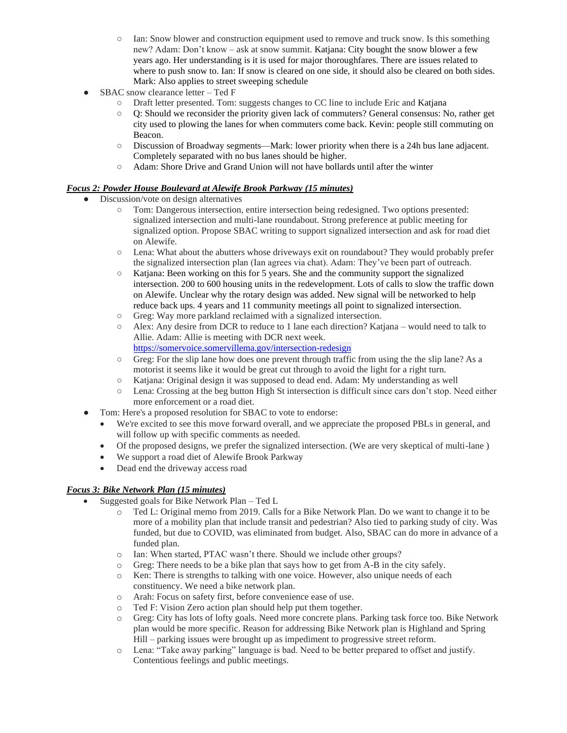- Ian: Snow blower and construction equipment used to remove and truck snow. Is this something new? Adam: Don't know – ask at snow summit. Katjana: City bought the snow blower a few years ago. Her understanding is it is used for major thoroughfares. There are issues related to where to push snow to. Ian: If snow is cleared on one side, it should also be cleared on both sides. Mark: Also applies to street sweeping schedule
- SBAC snow clearance letter – Ted F
   - Draft letter presented. Tom: suggests changes to CC line to include Eric and Katjana
   - Q: Should we reconsider the priority given lack of commuters? General consensus: No, rather get city used to plowing the lanes for when commuters come back. Kevin: people still commuting on Beacon.
   - Discussion of Broadway segments—Mark: lower priority when there is a 24h bus lane adjacent. Completely separated with no bus lanes should be higher.
   - Adam: Shore Drive and Grand Union will not have bollards until after the winter

***Focus 2: Powder House Boulevard at Alewife Brook Parkway (15 minutes)***

- Discussion/vote on design alternatives
   - Tom: Dangerous intersection, entire intersection being redesigned. Two options presented: signalized intersection and multi-lane roundabout. Strong preference at public meeting for signalized option. Propose SBAC writing to support signalized intersection and ask for road diet on Alewife.
   - Lena: What about the abutters whose driveways exit on roundabout? They would probably prefer the signalized intersection plan (Ian agrees via chat). Adam: They've been part of outreach.
   - Katjana: Been working on this for 5 years. She and the community support the signalized intersection. 200 to 600 housing units in the redevelopment. Lots of calls to slow the traffic down on Alewife. Unclear why the rotary design was added. New signal will be networked to help reduce back ups. 4 years and 11 community meetings all point to signalized intersection.
   - Greg: Way more parkland reclaimed with a signalized intersection.
   - Alex: Any desire from DCR to reduce to 1 lane each direction? Katjana – would need to talk to Allie. Adam: Allie is meeting with DCR next week. https://somervoice.somervillema.gov/intersection-redesign
   - Greg: For the slip lane how does one prevent through traffic from using the the slip lane? As a motorist it seems like it would be great cut through to avoid the light for a right turn.
   - Katjana: Original design it was supposed to dead end. Adam: My understanding as well
   - Lena: Crossing at the beg button High St intersection is difficult since cars don't stop. Need either more enforcement or a road diet.
- Tom: Here's a proposed resolution for SBAC to vote to endorse:
   - We're excited to see this move forward overall, and we appreciate the proposed PBLs in general, and will follow up with specific comments as needed.
   - Of the proposed designs, we prefer the signalized intersection. (We are very skeptical of multi-lane )
   - We support a road diet of Alewife Brook Parkway
   - Dead end the driveway access road

***Focus 3: Bike Network Plan (15 minutes)***

- Suggested goals for Bike Network Plan – Ted L
   - Ted L: Original memo from 2019. Calls for a Bike Network Plan. Do we want to change it to be more of a mobility plan that include transit and pedestrian? Also tied to parking study of city. Was funded, but due to COVID, was eliminated from budget. Also, SBAC can do more in advance of a funded plan.
   - Ian: When started, PTAC wasn't there. Should we include other groups?
   - Greg: There needs to be a bike plan that says how to get from A-B in the city safely.
   - Ken: There is strengths to talking with one voice. However, also unique needs of each constituency. We need a bike network plan.
   - Arah: Focus on safety first, before convenience ease of use.
   - Ted F: Vision Zero action plan should help put them together.
   - Greg: City has lots of lofty goals. Need more concrete plans. Parking task force too. Bike Network plan would be more specific. Reason for addressing Bike Network plan is Highland and Spring Hill – parking issues were brought up as impediment to progressive street reform.
   - Lena: "Take away parking" language is bad. Need to be better prepared to offset and justify. Contentious feelings and public meetings.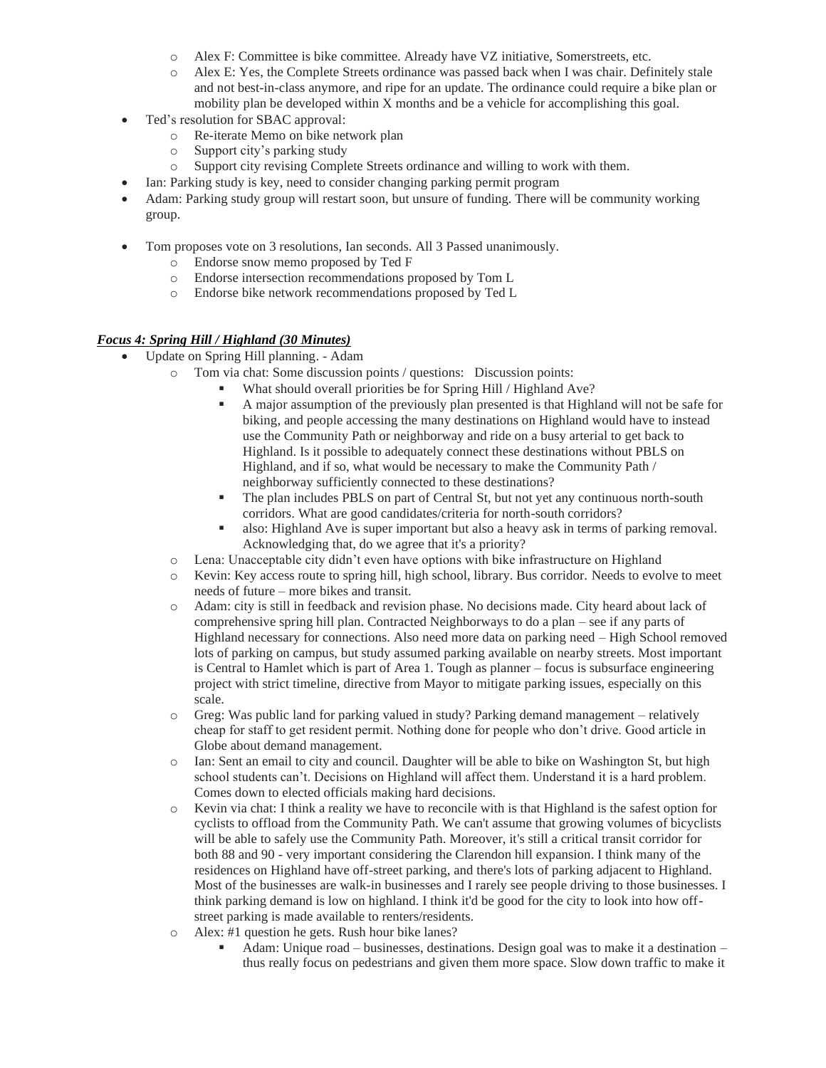- Alex F: Committee is bike committee. Already have VZ initiative, Somerstreets, etc.
    - Alex E: Yes, the Complete Streets ordinance was passed back when I was chair. Definitely stale and not best-in-class anymore, and ripe for an update. The ordinance could require a bike plan or mobility plan be developed within X months and be a vehicle for accomplishing this goal.
- Ted's resolution for SBAC approval:
    - Re-iterate Memo on bike network plan
    - Support city's parking study
    - Support city revising Complete Streets ordinance and willing to work with them.
- Ian: Parking study is key, need to consider changing parking permit program
- Adam: Parking study group will restart soon, but unsure of funding. There will be community working group.

- Tom proposes vote on 3 resolutions, Ian seconds. All 3 Passed unanimously.
    - Endorse snow memo proposed by Ted F
    - Endorse intersection recommendations proposed by Tom L
    - Endorse bike network recommendations proposed by Ted L

***Focus 4: Spring Hill / Highland (30 Minutes)***

- Update on Spring Hill planning. - Adam
    - Tom via chat: Some discussion points / questions: Discussion points:
        - What should overall priorities be for Spring Hill / Highland Ave?
        - A major assumption of the previously plan presented is that Highland will not be safe for biking, and people accessing the many destinations on Highland would have to instead use the Community Path or neighborway and ride on a busy arterial to get back to Highland. Is it possible to adequately connect these destinations without PBLS on Highland, and if so, what would be necessary to make the Community Path / neighborway sufficiently connected to these destinations?
        - The plan includes PBLS on part of Central St, but not yet any continuous north-south corridors. What are good candidates/criteria for north-south corridors?
        - also: Highland Ave is super important but also a heavy ask in terms of parking removal. Acknowledging that, do we agree that it's a priority?
    - Lena: Unacceptable city didn't even have options with bike infrastructure on Highland
    - Kevin: Key access route to spring hill, high school, library. Bus corridor. Needs to evolve to meet needs of future – more bikes and transit.
    - Adam: city is still in feedback and revision phase. No decisions made. City heard about lack of comprehensive spring hill plan. Contracted Neighborways to do a plan – see if any parts of Highland necessary for connections. Also need more data on parking need – High School removed lots of parking on campus, but study assumed parking available on nearby streets. Most important is Central to Hamlet which is part of Area 1. Tough as planner – focus is subsurface engineering project with strict timeline, directive from Mayor to mitigate parking issues, especially on this scale.
    - Greg: Was public land for parking valued in study? Parking demand management – relatively cheap for staff to get resident permit. Nothing done for people who don't drive. Good article in Globe about demand management.
    - Ian: Sent an email to city and council. Daughter will be able to bike on Washington St, but high school students can't. Decisions on Highland will affect them. Understand it is a hard problem. Comes down to elected officials making hard decisions.
    - Kevin via chat: I think a reality we have to reconcile with is that Highland is the safest option for cyclists to offload from the Community Path. We can't assume that growing volumes of bicyclists will be able to safely use the Community Path. Moreover, it's still a critical transit corridor for both 88 and 90 - very important considering the Clarendon hill expansion. I think many of the residences on Highland have off-street parking, and there's lots of parking adjacent to Highland. Most of the businesses are walk-in businesses and I rarely see people driving to those businesses. I think parking demand is low on highland. I think it'd be good for the city to look into how off-street parking is made available to renters/residents.
    - Alex: #1 question he gets. Rush hour bike lanes?
        - Adam: Unique road – businesses, destinations. Design goal was to make it a destination – thus really focus on pedestrians and given them more space. Slow down traffic to make it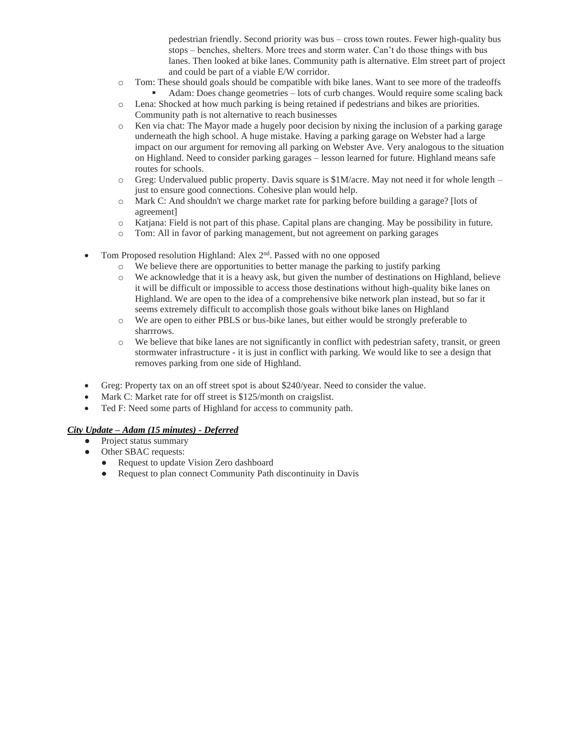pedestrian friendly. Second priority was bus – cross town routes. Fewer high-quality bus stops – benches, shelters. More trees and storm water. Can't do those things with bus lanes. Then looked at bike lanes. Community path is alternative. Elm street part of project and could be part of a viable E/W corridor.

  - Tom: These should goals should be compatible with bike lanes. Want to see more of the tradeoffs
    - Adam: Does change geometries – lots of curb changes. Would require some scaling back
  - Lena: Shocked at how much parking is being retained if pedestrians and bikes are priorities. Community path is not alternative to reach businesses
  - Ken via chat: The Mayor made a hugely poor decision by nixing the inclusion of a parking garage underneath the high school. A huge mistake. Having a parking garage on Webster had a large impact on our argument for removing all parking on Webster Ave. Very analogous to the situation on Highland. Need to consider parking garages – lesson learned for future. Highland means safe routes for schools.
  - Greg: Undervalued public property. Davis square is $1M/acre. May not need it for whole length – just to ensure good connections. Cohesive plan would help.
  - Mark C: And shouldn't we charge market rate for parking before building a garage? [lots of agreement]
  - Katjana: Field is not part of this phase. Capital plans are changing. May be possibility in future.
  - Tom: All in favor of parking management, but not agreement on parking garages

- Tom Proposed resolution Highland: Alex 2nd. Passed with no one opposed
  - We believe there are opportunities to better manage the parking to justify parking
  - We acknowledge that it is a heavy ask, but given the number of destinations on Highland, believe it will be difficult or impossible to access those destinations without high-quality bike lanes on Highland. We are open to the idea of a comprehensive bike network plan instead, but so far it seems extremely difficult to accomplish those goals without bike lanes on Highland
  - We are open to either PBLS or bus-bike lanes, but either would be strongly preferable to sharrrows.
  - We believe that bike lanes are not significantly in conflict with pedestrian safety, transit, or green stormwater infrastructure - it is just in conflict with parking. We would like to see a design that removes parking from one side of Highland.

- Greg: Property tax on an off street spot is about $240/year. Need to consider the value.
- Mark C: Market rate for off street is $125/month on craigslist.
- Ted F: Need some parts of Highland for access to community path.

***<u>City Update – Adam (15 minutes) - Deferred</u>***

- Project status summary
- Other SBAC requests:
  - Request to update Vision Zero dashboard
  - Request to plan connect Community Path discontinuity in Davis